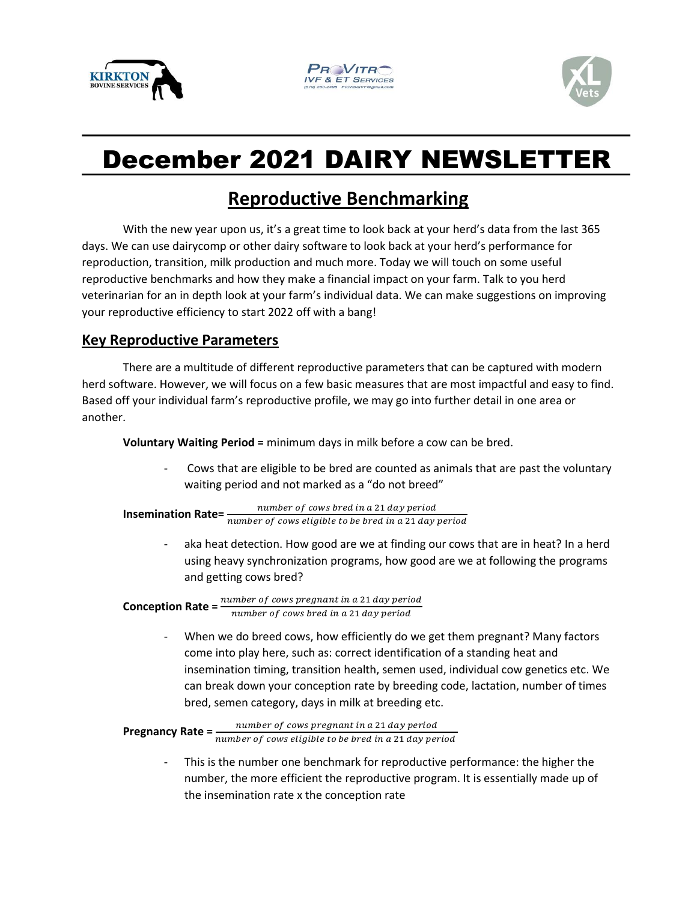# December 2021 DAIRY NEWSLETTER

## Reproductive Benchmarking

With the new year upon us, it's a great time to look back at your herd's data from the last 365 days. We can use dairycomp or other dairy software to look back at your herd's performance for reproduction, transition, milk production and much more. Today we will touch on some useful reproductive benchmarks and how they make a financial impact on your farm. Talk to you herd veterinarian for an in depth look at your farm's individual data. We can make suggestions on improving your reproductive efficiency to start 2022 off with a bang!

### Key Reproductive Parameters

There are a multitude of different reproductive parameters that can be captured with modern herd software. However, we will focus on a few basic measures that are most impactful and easy to find. Based off your individual farm's reproductive profile, we may go into further detail in one area or another.

**Voluntary Waiting Period =** minimum days in milk before a cow can be bred.

- Cows that are eligible to be bred are counted as animals that are past the voluntary waiting period and not marked as a "do not breed"

**Insemination Rate=** $\frac{number\ of\ cows\ bred\ in\ a\ 21\ day\ period}{number\ of\ cows\ eligible\ to\ be\ bred\ in\ a\ 21\ day\ period}$

- aka heat detection. How good are we at finding our cows that are in heat? In a herd using heavy synchronization programs, how good are we at following the programs and getting cows bred?

**Conception Rate =** $\frac{number\ of\ cows\ pregnant\ in\ a\ 21\ day\ period}{number\ of\ cows\ bred\ in\ a\ 21\ day\ period}$

- When we do breed cows, how efficiently do we get them pregnant? Many factors come into play here, such as: correct identification of a standing heat and insemination timing, transition health, semen used, individual cow genetics etc. We can break down your conception rate by breeding code, lactation, number of times bred, semen category, days in milk at breeding etc.

**Pregnancy Rate =** $\frac{number\ of\ cows\ pregnant\ in\ a\ 21\ day\ period}{number\ of\ cows\ eligible\ to\ be\ bred\ in\ a\ 21\ day\ period}$

- This is the number one benchmark for reproductive performance: the higher the number, the more efficient the reproductive program. It is essentially made up of the insemination rate x the conception rate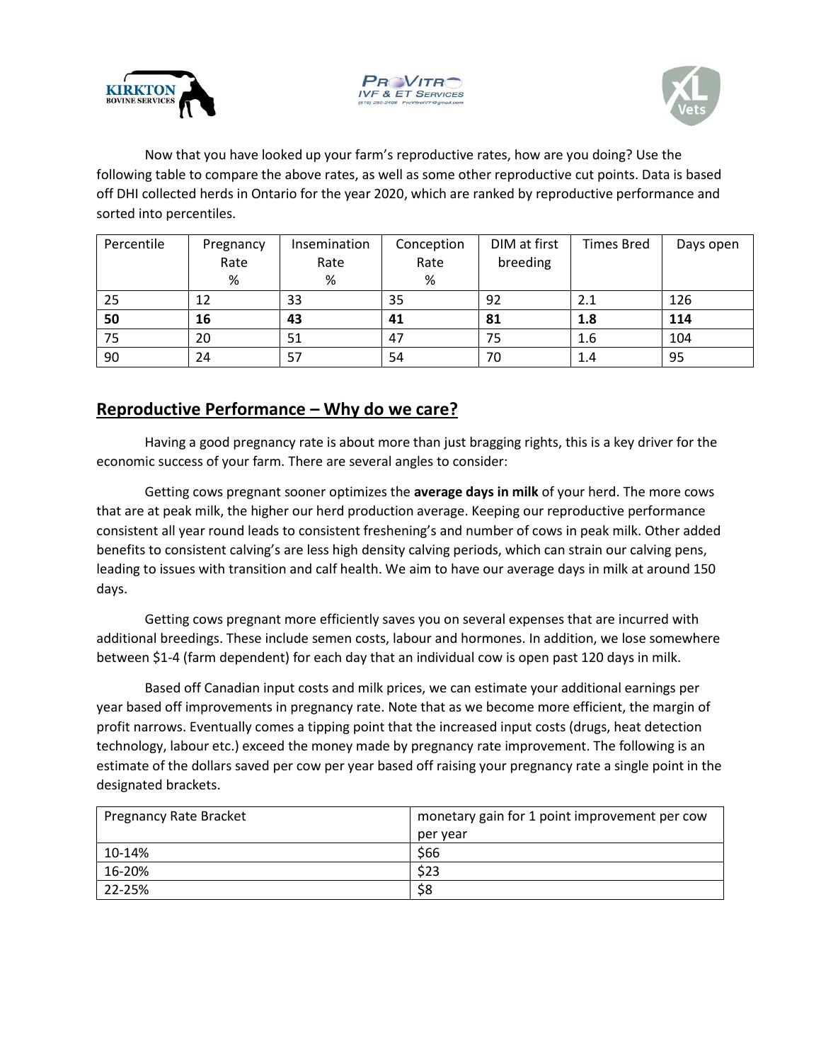Now that you have looked up your farm's reproductive rates, how are you doing? Use the following table to compare the above rates, as well as some other reproductive cut points. Data is based off DHI collected herds in Ontario for the year 2020, which are ranked by reproductive performance and sorted into percentiles.

| Percentile | Pregnancy Rate % | Insemination Rate % | Conception Rate % | DIM at first breeding | Times Bred | Days open |
|---|---|---|---|---|---|---|
| 25 | 12 | 33 | 35 | 92 | 2.1 | 126 |
| **50** | **16** | **43** | **41** | **81** | **1.8** | **114** |
| 75 | 20 | 51 | 47 | 75 | 1.6 | 104 |
| 90 | 24 | 57 | 54 | 70 | 1.4 | 95 |

## Reproductive Performance – Why do we care?

Having a good pregnancy rate is about more than just bragging rights, this is a key driver for the economic success of your farm. There are several angles to consider:

Getting cows pregnant sooner optimizes the **average days in milk** of your herd. The more cows that are at peak milk, the higher our herd production average. Keeping our reproductive performance consistent all year round leads to consistent freshening's and number of cows in peak milk. Other added benefits to consistent calving's are less high density calving periods, which can strain our calving pens, leading to issues with transition and calf health. We aim to have our average days in milk at around 150 days.

Getting cows pregnant more efficiently saves you on several expenses that are incurred with additional breedings. These include semen costs, labour and hormones. In addition, we lose somewhere between $1-4 (farm dependent) for each day that an individual cow is open past 120 days in milk.

Based off Canadian input costs and milk prices, we can estimate your additional earnings per year based off improvements in pregnancy rate. Note that as we become more efficient, the margin of profit narrows. Eventually comes a tipping point that the increased input costs (drugs, heat detection technology, labour etc.) exceed the money made by pregnancy rate improvement. The following is an estimate of the dollars saved per cow per year based off raising your pregnancy rate a single point in the designated brackets.

| Pregnancy Rate Bracket | monetary gain for 1 point improvement per cow per year |
|---|---|
| 10-14% | $66 |
| 16-20% | $23 |
| 22-25% | $8 |